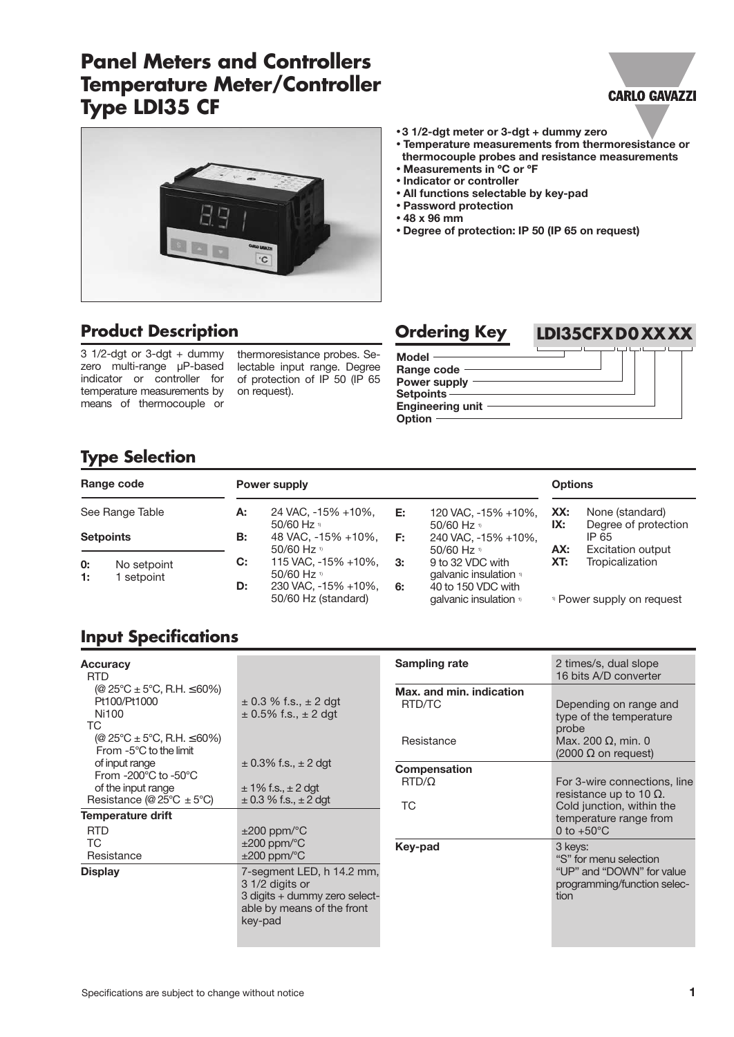# Panel Meters and Controllers Temperature Meter/Controller Type LDI35 CF

- 3 1/2-dgt meter or 3-dgt + dummy zero
- Temperature measurements from thermoresistance or thermocouple probes and resistance measurements
- Measurements in ºC or ºF
- Indicator or controller
- All functions selectable by key-pad
- Password protection
- 48 x 96 mm
- Degree of protection: IP 50 (IP 65 on request)

## Product Description

3 1/2-dgt or 3-dgt + dummy zero multi-range µP-based indicator or controller for temperature measurements by means of thermocouple or thermoresistance probes. Selectable input range. Degree of protection of IP 50 (IP 65 on request).

## Ordering Key

**LDI35CFX D0 XX XX**

- Model
- Range code
- Power supply
- Setpoints
- Engineering unit
- Option

## Type Selection

**Range code**

See Range Table

**Setpoints**

| | |
|---|---|
| 0: | No setpoint |
| 1: | 1 setpoint |

**Power supply**

| | | | |
|---|---|---|---|
| A: | 24 VAC, -15% +10%, 50/60 Hz [1] | E: | 120 VAC, -15% +10%, 50/60 Hz [1] |
| B: | 48 VAC, -15% +10%, 50/60 Hz [1] | F: | 240 VAC, -15% +10%, 50/60 Hz [1] |
| C: | 115 VAC, -15% +10%, 50/60 Hz [1] | 3: | 9 to 32 VDC with galvanic insulation [1] |
| D: | 230 VAC, -15% +10%, 50/60 Hz (standard) | 6: | 40 to 150 VDC with galvanic insulation [1] |

**Options**

| | |
|---|---|
| XX: | None (standard) |
| IX: | Degree of protection IP 65 |
| AX: | Excitation output |
| XT: | Tropicalization |

[1] Power supply on request

## Input Specifications

| | |
|---|---|
| **Accuracy** | |
| RTD (@ 25°C ± 5°C, R.H. ≤60%) | |
| Pt100/Pt1000 | ± 0.3 % f.s., ± 2 dgt |
| Ni100 | ± 0.5% f.s., ± 2 dgt |
| TC (@ 25°C ± 5°C, R.H. ≤60%) | |
| From -5°C to the limit of input range | ± 0.3% f.s., ± 2 dgt |
| From -200°C to -50°C of the input range | ± 1% f.s., ± 2 dgt |
| Resistance (@ 25°C ± 5°C) | ± 0.3 % f.s., ± 2 dgt |
| **Temperature drift** | |
| RTD | ±200 ppm/°C |
| TC | ±200 ppm/°C |
| Resistance | ±200 ppm/°C |
| **Display** | 7-segment LED, h 14.2 mm, 3 1/2 digits or 3 digits + dummy zero selectable by means of the front key-pad |
| **Sampling rate** | 2 times/s, dual slope 16 bits A/D converter |
| **Max. and min. indication** | |
| RTD/TC | Depending on range and type of the temperature probe |
| Resistance | Max. 200 Ω, min. 0 (2000 Ω on request) |
| **Compensation** | |
| RTD/Ω | For 3-wire connections, line resistance up to 10 Ω. |
| TC | Cold junction, within the temperature range from 0 to +50°C |
| **Key-pad** | 3 keys: "S" for menu selection "UP" and "DOWN" for value programming/function selection |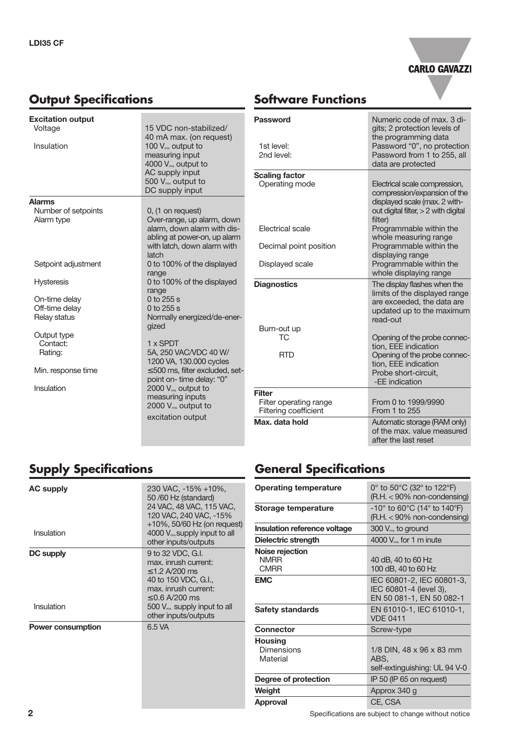## Output Specifications

| | |
|---|---|
| **Excitation output** | |
| Voltage | 15 VDC non-stabilized/ 40 mA max. (on request) |
| Insulation | 100 $V_{rms}$ output to measuring input<br>4000 $V_{rms}$ output to AC supply input<br>500 $V_{rms}$ output to DC supply input |
| **Alarms** | |
| Number of setpoints | 0, (1 on request) |
| Alarm type | Over-range, up alarm, down alarm, down alarm with disabling at power-on, up alarm with latch, down alarm with latch |
| Setpoint adjustment | 0 to 100% of the displayed range |
| Hysteresis | 0 to 100% of the displayed range |
| On-time delay | 0 to 255 s |
| Off-time delay | 0 to 255 s |
| Relay status | Normally energized/de-energized |
| Output type | |
| Contact: | 1 x SPDT |
| Rating: | 5A, 250 VAC/VDC 40 W/ 1200 VA, 130.000 cycles |
| Min. response time | ≤500 ms, filter excluded, setpoint on- time delay: "0" |
| Insulation | 2000 $V_{rms}$ output to measuring inputs<br>2000 $V_{rms}$ output to excitation output |

## Software Functions

| | |
|---|---|
| **Password** | Numeric code of max. 3 digits; 2 protection levels of the programming data |
| 1st level: | Password "0", no protection |
| 2nd level: | Password from 1 to 255, all data are protected |
| **Scaling factor** | |
| Operating mode | Electrical scale compression, compression/expansion of the displayed scale (max. 2 without digital filter, > 2 with digital filter) |
| Electrical scale | Programmable within the whole measuring range |
| Decimal point position | Programmable within the displaying range |
| Displayed scale | Programmable within the whole displaying range |
| **Diagnostics** | The display flashes when the limits of the displayed range are exceeded, the data are updated up to the maximum read-out |
| Burn-out up | |
| TC | Opening of the probe connection, EEE indication |
| RTD | Opening of the probe connection, EEE indication<br>Probe short-circuit, -EE indication |
| **Filter** | |
| Filter operating range | From 0 to 1999/9990 |
| Filtering coefficient | From 1 to 255 |
| **Max. data hold** | Automatic storage (RAM only) of the max. value measured after the last reset |

## Supply Specifications

| | |
|---|---|
| **AC supply** | 230 VAC, -15% +10%, 50 /60 Hz (standard)<br>24 VAC, 48 VAC, 115 VAC, 120 VAC, 240 VAC, -15% +10%, 50/60 Hz (on request) |
| Insulation | 4000 $V_{rms}$ supply input to all other inputs/outputs |
| **DC supply** | 9 to 32 VDC, G.I. max. inrush current: ≤1.2 A/200 ms<br>40 to 150 VDC, G.I., max. inrush current: ≤0.6 A/200 ms |
| Insulation | 500 $V_{rms}$ supply input to all other inputs/outputs |
| **Power consumption** | 6.5 VA |

## General Specifications

| | |
|---|---|
| **Operating temperature** | 0° to 50°C (32° to 122°F) (R.H. < 90% non-condensing) |
| **Storage temperature** | -10° to 60°C (14° to 140°F) (R.H. < 90% non-condensing) |
| **Insulation reference voltage** | 300 $V_{rms}$ to ground |
| **Dielectric strength** | 4000 $V_{rms}$ for 1 m inute |
| **Noise rejection** | |
| NMRR | 40 dB, 40 to 60 Hz |
| CMRR | 100 dB, 40 to 60 Hz |
| **EMC** | IEC 60801-2, IEC 60801-3, IEC 60801-4 (level 3), EN 50 081-1, EN 50 082-1 |
| **Safety standards** | EN 61010-1, IEC 61010-1, VDE 0411 |
| **Connector** | Screw-type |
| **Housing** | |
| Dimensions | 1/8 DIN, 48 x 96 x 83 mm |
| Material | ABS, self-extinguishing: UL 94 V-0 |
| **Degree of protection** | IP 50 (IP 65 on request) |
| **Weight** | Approx 340 g |
| **Approval** | CE, CSA |

Specifications are subject to change without notice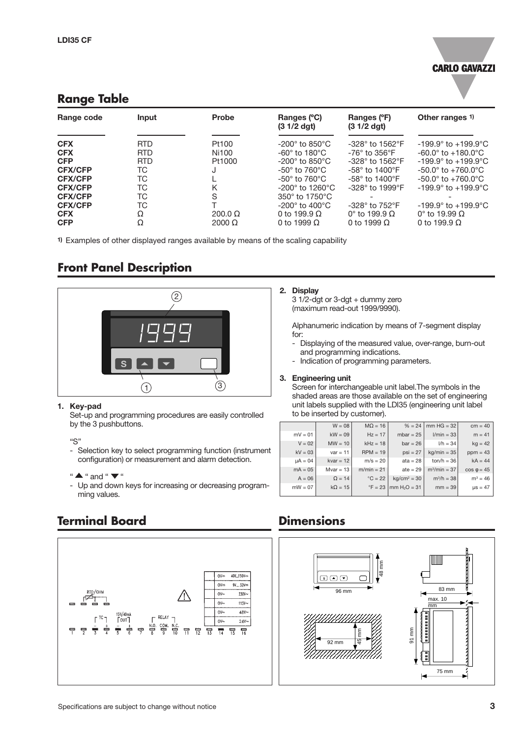## Range Table

| Range code | Input | Probe | Ranges (°C) (3 1/2 dgt) | Ranges (°F) (3 1/2 dgt) | Other ranges 1) |
|---|---|---|---|---|---|
| **CFX** | RTD | Pt100 | -200° to 850°C | -328° to 1562°F | -199.9° to +199.9°C |
| **CFX** | RTD | Ni100 | -60° to 180°C | -76° to 356°F | -60.0° to +180.0°C |
| **CFP** | RTD | Pt1000 | -200° to 850°C | -328° to 1562°F | -199.9° to +199.9°C |
| **CFX/CFP** | TC | J | -50° to 760°C | -58° to 1400°F | -50.0° to +760.0°C |
| **CFX/CFP** | TC | L | -50° to 760°C | -58° to 1400°F | -50.0° to +760.0°C |
| **CFX/CFP** | TC | K | -200° to 1260°C | -328° to 1999°F | -199.9° to +199.9°C |
| **CFX/CFP** | TC | S | 350° to 1750°C | - | - |
| **CFX/CFP** | TC | T | -200° to 400°C | -328° to 752°F | -199.9° to +199.9°C |
| **CFX** | Ω | 200.0 Ω | 0 to 199.9 Ω | 0° to 199.9 Ω | 0° to 19.99 Ω |
| **CFP** | Ω | 2000 Ω | 0 to 1999 Ω | 0 to 1999 Ω | 0 to 199.9 Ω |

1) Examples of other displayed ranges available by means of the scaling capability

## Front Panel Description

1999

S

**1. Key-pad**
Set-up and programming procedures are easily controlled by the 3 pushbuttons.

"S"
- Selection key to select programming function (instrument configuration) or measurement and alarm detection.

" ▲ " and " ▼ "
- Up and down keys for increasing or decreasing programming values.

**2. Display**
3 1/2-dgt or 3-dgt + dummy zero (maximum read-out 1999/9990).

Alphanumeric indication by means of 7-segment display for:
- Displaying of the measured value, over-range, burn-out and programming indications.
- Indication of programming parameters.

**3. Engineering unit**
Screen for interchangeable unit label.The symbols in the shaded areas are those available on the set of engineering unit labels supplied with the LDI35 (engineering unit label to be inserted by customer).

| | | | | | |
|---|---|---|---|---|---|
| | W = 08 | MΩ = 16 | % = 24 | mm HG = 32 | cm = 40 |
| mV = 01 | kW = 09 | Hz = 17 | mbar = 25 | l/min = 33 | m = 41 |
| V = 02 | MW = 10 | kHz = 18 | bar = 26 | l/h = 34 | kg = 42 |
| kV = 03 | var = 11 | RPM = 19 | psi = 27 | kg/min = 35 | ppm = 43 |
| µA = 04 | kvar = 12 | m/s = 20 | ata = 28 | ton/h = 36 | kA = 44 |
| mA = 05 | Mvar = 13 | m/min = 21 | ate = 29 | m³/min = 37 | cos φ = 45 |
| A = 06 | Ω = 14 | °C = 22 | kg/cm² = 30 | m³/h = 38 | m³ = 46 |
| mW = 07 | kΩ = 15 | °F = 23 | mm H₂O = 31 | mm = 39 | µs = 47 |

## Terminal Board

RTD/OHM
TC
15V/40mA OUT
RELAY
N.O. COM. N.C.
1 2 3 4 5 6 7 8 9 10 11 12 13 14 15 16

0V= 40V...150V=
0V= 9V...32V=
0V~ 230V~
0V~ 115V~
0V~ 48V~
0V~ 24V~

## Dimensions

48 mm
96 mm
83 mm
max. 10 mm
45 mm
92 mm
91 mm
75 mm